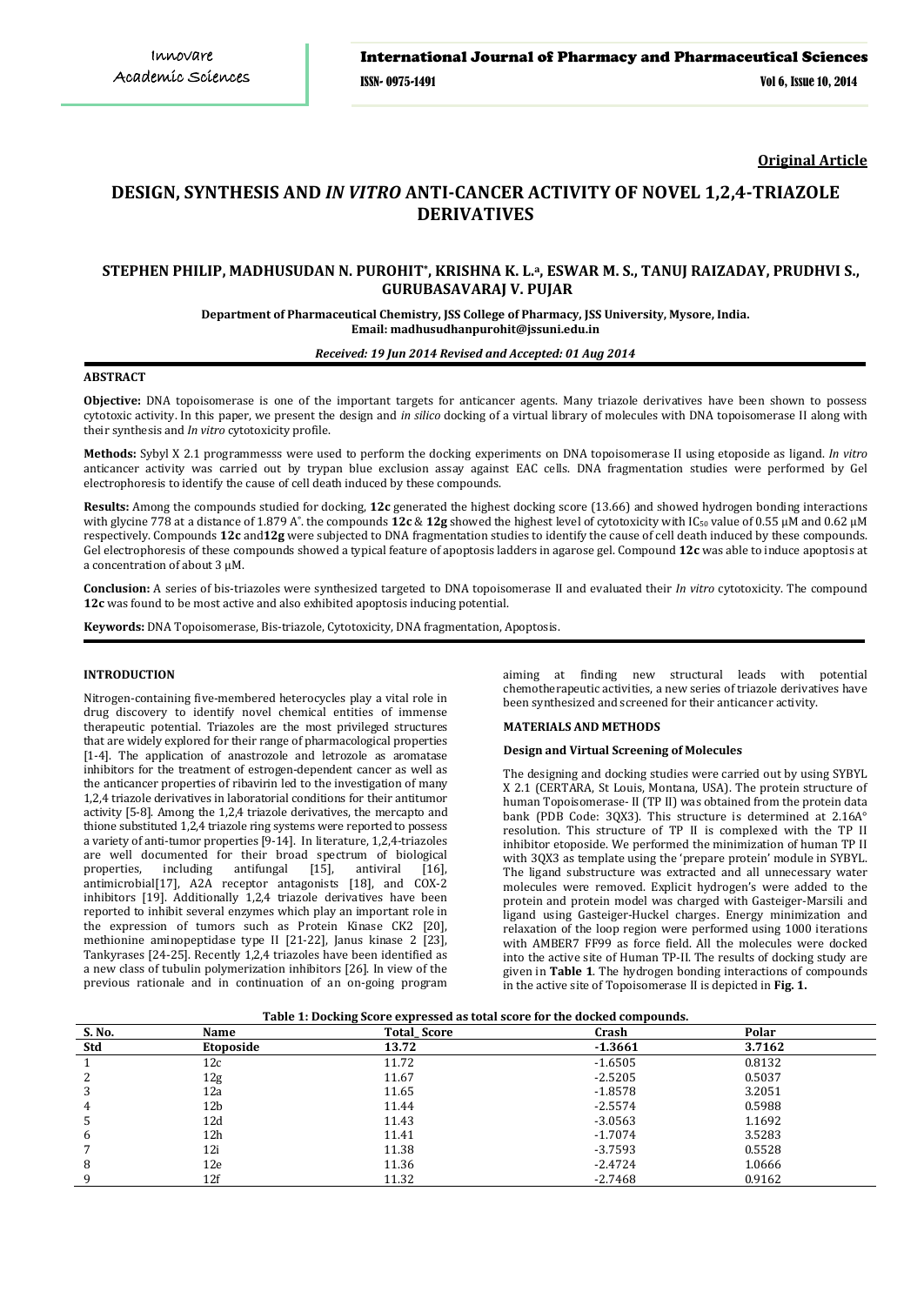**Original Article**

# DESIGN, SYNTHESIS AND *IN VITRO* ANTI-CANCER ACTIVITY OF NOVEL 1,2,4-TRIAZOLE DERIVATIVES

**STEPHEN PHILIP, MADHUSUDAN N. PUROHIT\*, KRISHNA K. L.[a], ESWAR M. S., TANUJ RAIZADAY, PRUDHVI S., GURUBASAVARAJ V. PUJAR**

**Department of Pharmaceutical Chemistry, JSS College of Pharmacy, JSS University, Mysore, India.**
**Email: madhusudhanpurohit@jssuni.edu.in**

***Received: 19 Jun 2014 Revised and Accepted: 01 Aug 2014***

## ABSTRACT

**Objective:** DNA topoisomerase is one of the important targets for anticancer agents. Many triazole derivatives have been shown to possess cytotoxic activity. In this paper, we present the design and *in silico* docking of a virtual library of molecules with DNA topoisomerase II along with their synthesis and *In vitro* cytotoxicity profile.

**Methods:** Sybyl X 2.1 programmesss were used to perform the docking experiments on DNA topoisomerase II using etoposide as ligand. *In vitro* anticancer activity was carried out by trypan blue exclusion assay against EAC cells. DNA fragmentation studies were performed by Gel electrophoresis to identify the cause of cell death induced by these compounds.

**Results:** Among the compounds studied for docking, **12c** generated the highest docking score (13.66) and showed hydrogen bonding interactions with glycine 778 at a distance of 1.879 A°. the compounds **12c** & **12g** showed the highest level of cytotoxicity with $IC_{50}$ value of 0.55 µM and 0.62 µM respectively. Compounds **12c** and**12g** were subjected to DNA fragmentation studies to identify the cause of cell death induced by these compounds. Gel electrophoresis of these compounds showed a typical feature of apoptosis ladders in agarose gel. Compound **12c** was able to induce apoptosis at a concentration of about 3 µM.

**Conclusion:** A series of bis-triazoles were synthesized targeted to DNA topoisomerase II and evaluated their *In vitro* cytotoxicity. The compound **12c** was found to be most active and also exhibited apoptosis inducing potential.

**Keywords:** DNA Topoisomerase, Bis-triazole, Cytotoxicity, DNA fragmentation, Apoptosis.

## INTRODUCTION

Nitrogen-containing five-membered heterocycles play a vital role in drug discovery to identify novel chemical entities of immense therapeutic potential. Triazoles are the most privileged structures that are widely explored for their range of pharmacological properties [1-4]. The application of anastrozole and letrozole as aromatase inhibitors for the treatment of estrogen-dependent cancer as well as the anticancer properties of ribavirin led to the investigation of many 1,2,4 triazole derivatives in laboratorial conditions for their antitumor activity [5-8]. Among the 1,2,4 triazole derivatives, the mercapto and thione substituted 1,2,4 triazole ring systems were reported to possess a variety of anti-tumor properties [9-14]. In literature, 1,2,4-triazoles are well documented for their broad spectrum of biological properties, including antifungal [15], antiviral [16], antimicrobial[17], A2A receptor antagonists [18], and COX-2 inhibitors [19]. Additionally 1,2,4 triazole derivatives have been reported to inhibit several enzymes which play an important role in the expression of tumors such as Protein Kinase CK2 [20], methionine aminopeptidase type II [21-22], Janus kinase 2 [23], Tankyrases [24-25]. Recently 1,2,4 triazoles have been identified as a new class of tubulin polymerization inhibitors [26]. In view of the previous rationale and in continuation of an on-going program aiming at finding new structural leads with potential chemotherapeutic activities, a new series of triazole derivatives have been synthesized and screened for their anticancer activity.

## MATERIALS AND METHODS

### Design and Virtual Screening of Molecules

The designing and docking studies were carried out by using SYBYL X 2.1 (CERTARA, St Louis, Montana, USA). The protein structure of human Topoisomerase- II (TP II) was obtained from the protein data bank (PDB Code: 3QX3). This structure is determined at 2.16A° resolution. This structure of TP II is complexed with the TP II inhibitor etoposide. We performed the minimization of human TP II with 3QX3 as template using the 'prepare protein' module in SYBYL. The ligand substructure was extracted and all unnecessary water molecules were removed. Explicit hydrogen's were added to the protein and protein model was charged with Gasteiger-Marsili and ligand using Gasteiger-Huckel charges. Energy minimization and relaxation of the loop region were performed using 1000 iterations with AMBER7 FF99 as force field. All the molecules were docked into the active site of Human TP-II. The results of docking study are given in **Table 1**. The hydrogen bonding interactions of compounds in the active site of Topoisomerase II is depicted in **Fig. 1.**

**Table 1: Docking Score expressed as total score for the docked compounds.**

| S. No. | Name | Total_ Score | Crash | Polar |
|---|---|---|---|---|
| **Std** | **Etoposide** | **13.72** | **-1.3661** | **3.7162** |
| 1 | 12c | 11.72 | -1.6505 | 0.8132 |
| 2 | 12g | 11.67 | -2.5205 | 0.5037 |
| 3 | 12a | 11.65 | -1.8578 | 3.2051 |
| 4 | 12b | 11.44 | -2.5574 | 0.5988 |
| 5 | 12d | 11.43 | -3.0563 | 1.1692 |
| 6 | 12h | 11.41 | -1.7074 | 3.5283 |
| 7 | 12i | 11.38 | -3.7593 | 0.5528 |
| 8 | 12e | 11.36 | -2.4724 | 1.0666 |
| 9 | 12f | 11.32 | -2.7468 | 0.9162 |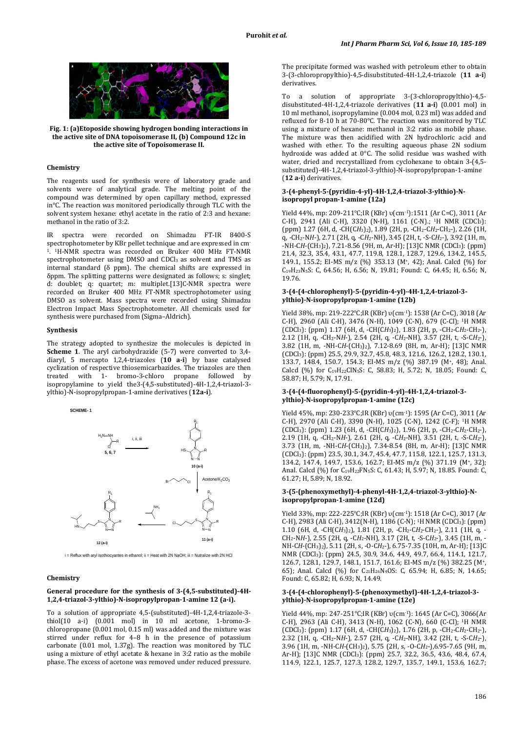**Fig. 1: (a)Etoposide showing hydrogen bonding interactions in the active site of DNA topoisomerase II, (b) Compound 12c in the active site of Topoisomerase II.**

### Chemistry

The reagents used for synthesis were of laboratory grade and solvents were of analytical grade. The melting point of the compound was determined by open capillary method, expressed in°C. The reaction was monitored periodically through TLC with the solvent system hexane: ethyl acetate in the ratio of 2:3 and hexane: methanol in the ratio of 3:2.

IR spectra were recorded on Shimadzu FT-IR 8400-S spectrophotometer by KBr pellet technique and are expressed in $cm^{-1}$. [1]H-NMR spectra was recorded on Bruker 400 MHz FT-NMR spectrophotometer using DMSO and $CDCl_3$ as solvent and TMS as internal standard (δ ppm). The chemical shifts are expressed in δppm. The splitting patterns were designated as follows; s: singlet; d: doublet; q: quartet; m: multiplet.[13]C-NMR spectra were recorded on Bruker 400 MHz FT-NMR spectrophotometer using DMSO as solvent. Mass spectra were recorded using Shimadzu Electron Impact Mass Spectrophotometer. All chemicals used for synthesis were purchased from (Sigma–Aldrich).

### Synthesis

The strategy adopted to synthesize the molecules is depicted in **Scheme 1**. The aryl carbohydrazide (5-7) were converted to 3,4-diaryl, 5 mercapto 1,2,4-triazoles (**10 a-i**) by base catalysed cyclization of respective thiosemicarbazides. The triazoles are then treated with 1- bromo-3-chloro propane followed by isopropylamine to yield the3-(4,5-substituted)-4H-1,2,4-triazol-3-ylthio)-N-isopropylpropan-1-amine derivatives (**12a-i**).

SCHEME- 1

i = Reflux with aryl isothiocyantes in ethanol; ii = Heat with 2N NaOH; iii = Nutralize with 2N HCl

### Chemistry

#### General procedure for the synthesis of 3-(4,5-substituted)-4H-1,2,4-triazol-3-ylthio)-N-isopropylpropan-1-amine 12 (a-i).

To a solution of appropriate 4,5-(substituted)-4H-1,2,4-triazole-3-thiol(10 a-i) (0.001 mol) in 10 ml acetone, 1-bromo-3-chloropropane (0.001 mol, 0.15 ml) was added and the mixture was stirred under reflux for 4–8 h in the presence of potassium carbonate (0.01 mol, 1.37g). The reaction was monitored by TLC using a mixture of ethyl acetate & hexane in 3:2 ratio as the mobile phase. The excess of acetone was removed under reduced pressure. The precipitate formed was washed with petroleum ether to obtain 3-(3-chloropropylthio)-4,5-disubstituted-4H-1,2,4-triazole (**11 a-i**) derivatives.

To a solution of appropriate 3-(3-chloropropylthio)-4,5-disubstituted-4H-1,2,4-triazole derivatives (**11 a-i**) (0.001 mol) in 10 ml methanol, isopropylamine (0.004 mol, 0.23 ml) was added and refluxed for 8-10 h at 70-80°C. The reaction was monitored by TLC using a mixture of hexane: methanol in 3:2 ratio as mobile phase. The mixture was then acidified with 2N hydrochloric acid and washed with ether. To the resulting aqueous phase 2N sodium hydroxide was added at 0°C. The solid residue was washed with water, dried and recrystallized from cyclohexane to obtain 3-(4,5-substituted)-4H-1,2,4-triazol-3-ylthio)-N-isopropylpropan-1-amine (**12 a-i**) derivatives.

#### 3-(4-phenyl-5-(pyridin-4-yl)-4H-1,2,4-triazol-3-ylthio)-N-isopropyl propan-1-amine (12a)

Yield 44%, mp: 209-211°C;IR (KBr) υ($cm^{-1}$):1511 (Ar C=C), 3011 (Ar C-H), 2941 (Ali C-H), 3320 (N-H), 1161 (C-N).; [1]H NMR ($CDCl_3$): (ppm) 1.27 (6H, d, -CH($CH_3$)$_2$), 1.89 (2H, p, -$CH_2$-$CH_2$-$CH_2$-), 2.26 (1H, q, -$CH_2$-N*H*-), 2.71 (2H, q, -$CH_2$-NH), 3.45 (2H, t, -S-$CH_2$-), 3.92 (1H, m, -NH-C*H*-($CH_3$)$_2$), 7.21-8.56 (9H, m, Ar-H); [13]C NMR ($CDCl_3$): (ppm) 21.4, 32.3, 35.4, 43.1, 47.7, 119.8, 128.1, 128.7, 129.6, 134.2, 145.5, 149.1, 155.2; EI-MS m/z (%) 353.13 ($M^+$, 42); Anal. Calcd (%) for $C_{19}H_{23}N_5S$: C, 64.56; H, 6.56; N, 19.81; Found: C, 64.45; H, 6.56; N, 19.76.

#### 3-(4-(4-chlorophenyl)-5-(pyridin-4-yl)-4H-1,2,4-triazol-3-ylthio)-N-isopropylpropan-1-amine (12b)

Yield 38%, mp: 219-222°C;IR (KBr) υ($cm^{-1}$): 1538 (Ar C=C), 3018 (Ar C-H), 2960 (Ali C-H), 3476 (N-H), 1049 (C-N), 679 (C-Cl); [1]H NMR ($CDCl_3$): (ppm) 1.17 (6H, d, -CH($CH_3$)$_2$), 1.83 (2H, p, -$CH_2$-$CH_2$-$CH_2$-), 2.12 (1H, q, -$CH_2$-N*H*-), 2.54 (2H, q, -$CH_2$-NH), 3.57 (2H, t, -S-$CH_2$-), 3.82 (1H, m, -NH-C*H*-($CH_3$)$_2$), 7.12-8.69 (8H, m, Ar-H); [13]C NMR ($CDCl_3$): (ppm) 25.5, 29.9, 32.7, 45.8, 48.3, 121.6, 126.2, 128.2, 130.1, 133.7, 148.4, 150.7, 154.3; EI-MS m/z (%) 387.19 ($M^+$, 48); Anal. Calcd (%) for $C_{19}H_{22}ClN_5S$: C, 58.83; H, 5.72; N, 18.05; Found: C, 58.87; H, 5.79; N, 17.91.

#### 3-(4-(4-fluorophenyl)-5-(pyridin-4-yl)-4H-1,2,4-triazol-3-ylthio)-N-isopropylpropan-1-amine (12c)

Yield 45%, mp: 230-233°C;IR (KBr) υ($cm^{-1}$): 1595 (Ar C=C), 3011 (Ar C-H), 2970 (Ali C-H), 3390 (N-H), 1025 (C-N), 1242 (C-F); [1]H NMR ($CDCl_3$): (ppm) 1.23 (6H, d, -CH($CH_3$)$_2$), 1.96 (2H, p, -$CH_2$-$CH_2$-$CH_2$-), 2.19 (1H, q, -$CH_2$-N*H*-), 2.61 (2H, q, -$CH_2$-NH), 3.51 (2H, t, -S-$CH_2$-), 3.73 (1H, m, -NH-C*H*-($CH_3$)$_2$), 7.34-8.54 (8H, m, Ar-H); [13]C NMR ($CDCl_3$): (ppm) 23.5, 30.1, 34.7, 45.4, 47.7, 115.8, 122.1, 125.7, 131.3, 134.2, 147.4, 149.7, 153.6, 162.7; EI-MS m/z (%) 371.19 ($M^+$, 32); Anal. Calcd (%) for $C_{19}H_{22}FN_5S$: C, 61.43; H, 5.97; N, 18.85. Found: C, 61.27; H, 5.89; N, 18.92.

#### 3-(5-(phenoxymethyl)-4-phenyl-4H-1,2,4-triazol-3-ylthio)-N-isopropylpropan-1-amine (12d)

Yield 33%, mp: 222-225°C;IR (KBr) υ($cm^{-1}$): 1518 (Ar C=C), 3017 (Ar C-H), 2983 (Ali C-H), 3412(N-H), 1186 (C-N); [1]H NMR ($CDCl_3$): (ppm) 1.10 (6H, d, -CH($CH_3$)$_2$), 1.81 (2H, p, -$CH_2$-$CH_2$-$CH_2$-), 2.11 (1H, q, -$CH_2$-N*H*-), 2.55 (2H, q, -$CH_2$-NH), 3.17 (2H, t, -S-$CH_2$-), 3.45 (1H, m, -NH-C*H*-($CH_3$)$_2$), 5.11 (2H, s, -O-$CH_2$-), 6.75-7.35 (10H, m, Ar-H); [13]C NMR ($CDCl_3$): (ppm) 24.5, 30.9, 34.6, 44.9, 49.7, 66.4, 114.1, 121.7, 126.7, 128.1, 129.7, 148.1, 151.7, 161.6; EI-MS m/z (%) 382.25 ($M^+$, 65); Anal. Calcd (%) for $C_{21}H_{26}N_4OS$: C, 65.94; H, 6.85; N, 14.65; Found: C, 65.82; H, 6.93; N, 14.49.

#### 3-(4-(4-chlorophenyl)-5-(phenoxymethyl)-4H-1,2,4-triazol-3-ylthio)-N-isopropylpropan-1-amine (12e)

Yield 44%, mp: 247-251°C;IR (KBr) υ($cm^{-1}$): 1645 (Ar C=C), 3066(Ar C-H), 2963 (Ali C-H), 3413 (N-H), 1062 (C-N), 660 (C-Cl); [1]H NMR ($CDCl_3$): (ppm) 1.17 (6H, d, -CH($CH_3$)$_2$), 1.76 (2H, p, -$CH_2$-$CH_2$-$CH_2$-), 2.32 (1H, q, -$CH_2$-N*H*-), 2.57 (2H, q, -$CH_2$-NH), 3.42 (2H, t, -S-$CH_2$-), 3.96 (1H, m, -NH-C*H*-($CH_3$)$_2$), 5.75 (2H, s, -O-$CH_2$-),6.95-7.65 (9H, m, Ar-H); [13]C NMR ($CDCl_3$): (ppm) 25.7, 32.2, 36.5, 43.6, 48.4, 67.4, 114.9, 122.1, 125.7, 127.3, 128.2, 129.7, 135.7, 149.1, 153.6, 162.7;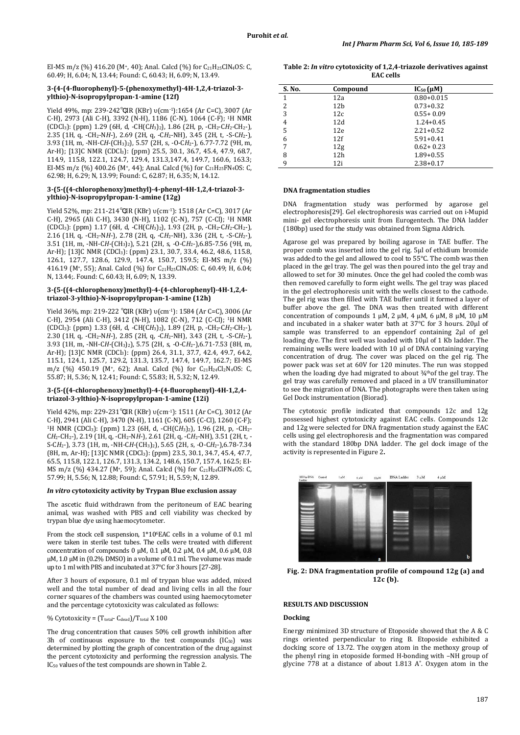EI-MS m/z (%) 416.20 ($M^+$, 40); Anal. Calcd (%) for $C_{21}H_{25}ClN_4OS$: C, 60.49; H, 6.04; N, 13.44; Found: C, 60.43; H, 6.09; N, 13.49.

#### 3-(4-(4-fluorophenyl)-5-(phenoxymethyl)-4H-1,2,4-triazol-3-ylthio)-N-isopropylpropan-1-amine (12f)

Yield 49%, mp: 239-242℃IR (KBr) υ(cm$^{-1}$):1654 (Ar C=C), 3007 (Ar C-H), 2973 (Ali C-H), 3392 (N-H), 1186 (C-N), 1064 (C-F); $^1$H NMR ($CDCl_3$): (ppm) 1.29 (6H, d, -CH(C*H*$_3$)$_2$), 1.86 (2H, p, -CH$_2$-C*H*$_2$-CH$_2$-), 2.35 (1H, q, -CH$_2$-N*H*-), 2.69 (2H, q, -C*H*$_2$-NH), 3.45 (2H, t, -S-C*H*$_2$-), 3.93 (1H, m, -NH-C*H*-(CH$_3$)$_2$), 5.57 (2H, s, -O-C*H*$_2$-), 6.77-7.72 (9H, m, Ar-H); [13]C NMR ($CDCl_3$): (ppm) 25.5, 30.1, 36.7, 45.4, 47.9, 68.7, 114.9, 115.8, 122.1, 124.7, 129.4, 131.3,147.4, 149.7, 160.6, 163.3; EI-MS m/z (%) 400.26 ($M^+$, 44); Anal. Calcd (%) for $C_{21}H_{25}FN_4OS$: C, 62.98; H, 6.29; N, 13.99; Found: C, 62.87; H, 6.35; N, 14.12.

#### 3-(5-((4-chlorophenoxy)methyl)-4-phenyl-4H-1,2,4-triazol-3-ylthio)-N-isopropylpropan-1-amine (12g)

Yield 52%, mp: 211-214℃IR (KBr) υ(cm$^{-1}$): 1518 (Ar C=C), 3017 (Ar C-H), 2965 (Ali C-H), 3430 (N-H), 1102 (C-N), 757 (C-Cl); $^1$H NMR ($CDCl_3$): (ppm) 1.17 (6H, d, -CH(C*H*$_3$)$_2$), 1.93 (2H, p, -CH$_2$-C*H*$_2$-CH$_2$-), 2.16 (1H, q, -CH$_2$-N*H*-), 2.78 (2H, q, -C*H*$_2$-NH), 3.36 (2H, t, -S-C*H*$_2$-), 3.51 (1H, m, -NH-C*H*-(CH$_3$)$_2$), 5.21 (2H, s, -O-C*H*$_2$-),6.85-7.56 (9H, m, Ar-H); [13]C NMR ($CDCl_3$): (ppm) 23.1, 30.7, 33.4, 46.2, 48.6, 115.8, 126.1, 127.7, 128.6, 129.9, 147.4, 150.7, 159.5; EI-MS m/z (%) 416.19 ($M^+$, 55); Anal. Calcd (%) for $C_{21}H_{25}ClN_4OS$: C, 60.49; H, 6.04; N, 13.44;. Found: C, 60.43; H, 6.09; N, 13.39.

#### 3-(5-((4-chlorophenoxy)methyl)-4-(4-chlorophenyl)-4H-1,2,4-triazol-3-ylthio)-N-isopropylpropan-1-amine (12h)

Yield 36%, mp: 219-222 ℃IR (KBr) υ(cm$^{-1}$): 1584 (Ar C=C), 3006 (Ar C-H), 2954 (Ali C-H), 3412 (N-H), 1082 (C-N), 712 (C-Cl); $^1$H NMR ($CDCl_3$): (ppm) 1.33 (6H, d, -CH(C*H*$_3$)$_2$), 1.89 (2H, p, -CH$_2$-C*H*$_2$-CH$_2$-), 2.30 (1H, q, -CH$_2$-N*H*-), 2.85 (2H, q, -C*H*$_2$-NH), 3.43 (2H, t, -S-C*H*$_2$-), 3.93 (1H, m, -NH-C*H*-(CH$_3$)$_2$), 5.75 (2H, s, -O-C*H*$_2$-),6.71-7.53 (8H, m, Ar-H); [13]C NMR ($CDCl_3$): (ppm) 26.4, 31.1, 37.7, 42.4, 49.7, 64.2, 115.1, 124.1, 125.7, 129.2, 131.3, 135.7, 147.4, 149.7, 162.7; EI-MS m/z (%) 450.19 ($M^+$, 62); Anal. Calcd (%) for $C_{21}H_{24}Cl_2N_4OS$: C, 55.87; H, 5.36; N, 12.41; Found: C, 55.83; H, 5.32; N, 12.49.

#### 3-(5-((4-chlorophenoxy)methyl)-4-(4-fluorophenyl)-4H-1,2,4-triazol-3-ylthio)-N-isopropylpropan-1-amine (12i)

Yield 42%, mp: 229-231℃IR (KBr) υ(cm$^{-1}$): 1511 (Ar C=C), 3012 (Ar C-H), 2941 (Ali C-H), 3470 (N-H), 1161 (C-N), 605 (C-Cl), 1260 (C-F); $^1$H NMR ($CDCl_3$): (ppm) 1.23 (6H, d, -CH(C*H*$_3$)$_2$), 1.96 (2H, p, -CH$_2$-C*H*$_2$-CH$_2$-), 2.19 (1H, q, -CH$_2$-N*H*-), 2.61 (2H, q, -C*H*$_2$-NH), 3.51 (2H, t, -S-C*H*$_2$-), 3.73 (1H, m, -NH-C*H*-(CH$_3$)$_2$), 5.65 (2H, s, -O-C*H*$_2$-),6.78-7.34 (8H, m, Ar-H); [13]C NMR ($CDCl_3$): (ppm) 23.5, 30.1, 34.7, 45.4, 47.7, 65.5, 115.8, 122.1, 126.7, 131.3, 134.2, 148.6, 150.7, 157.4, 162.5; EI-MS m/z (%) 434.27 ($M^+$, 59); Anal. Calcd (%) for $C_{21}H_{24}ClFN_4OS$: C, 57.99; H, 5.56; N, 12.88; Found: C, 57.91; H, 5.59; N, 12.89.

#### *In vitro* cytotoxicity activity by Trypan Blue exclusion assay

The ascetic fluid withdrawn from the peritoneum of EAC bearing animal, was washed with PBS and cell viability was checked by trypan blue dye using haemocytometer.

From the stock cell suspension, $1*10^6$EAC cells in a volume of 0.1 ml were taken in sterile test tubes. The cells were treated with different concentration of compounds 0 μM, 0.1 μM, 0.2 μM, 0.4 μM, 0.6 μM, 0.8 μM, 1.0 μM in (0.2% DMSO) in a volume of 0.1 ml. The volume was made up to 1 ml with PBS and incubated at 37°C for 3 hours [27-28].

After 3 hours of exposure, 0.1 ml of trypan blue was added, mixed well and the total number of dead and living cells in all the four corner squares of the chambers was counted using haemocytometer and the percentage cytotoxicity was calculated as follows:

$$\% \text{ Cytotoxicity} = (T_{total} - C_{dead})/T_{total} \times 100$$

The drug concentration that causes 50% cell growth inhibition after 3h of continuous exposure to the test compounds ($IC_{50}$) was determined by plotting the graph of concentration of the drug against the percent cytotoxicity and performing the regression analysis. The $IC_{50}$ values of the test compounds are shown in Table 2.

**Table 2: *In vitro* cytotoxicity of 1,2,4-triazole derivatives against EAC cells**

| S. No. | Compound | $IC_{50}$ (μM) |
|---|---|---|
| 1 | 12a | 0.80+0.015 |
| 2 | 12b | 0.73+0.32 |
| 3 | 12c | 0.55+ 0.09 |
| 4 | 12d | 1.24+0.45 |
| 5 | 12e | 2.21+0.52 |
| 6 | 12f | 5.91+0.41 |
| 7 | 12g | 0.62+ 0.23 |
| 8 | 12h | 1.89+0.55 |
| 9 | 12i | 2.38+0.17 |

#### DNA fragmentation studies

DNA fragmentation study was performed by agarose gel electrophoresis[29]. Gel electrophoresis was carried out on i-Mupid mini- gel electrophoresis unit from Eurogentech. The DNA ladder (180bp) used for the study was obtained from Sigma Aldrich.

Agarose gel was prepared by boiling agarose in TAE buffer. The proper comb was inserted into the gel rig. 5μl of ethidium bromide was added to the gel and allowed to cool to 55°C. The comb was then placed in the gel tray. The gel was then poured into the gel tray and allowed to set for 30 minutes. Once the gel had cooled the comb was then removed carefully to form eight wells. The gel tray was placed in the gel electrophoresis unit with the wells closest to the cathode. The gel rig was then filled with TAE buffer until it formed a layer of buffer above the gel. The DNA was then treated with different concentration of compounds 1 μM, 2 μM, 4 μM, 6 μM, 8 μM, 10 μM and incubated in a shaker water bath at 37°C for 3 hours. 20μl of sample was transferred to an eppendorf containing 2μl of gel loading dye. The first well was loaded with 10μl of 1 Kb ladder. The remaining wells were loaded with 10 μl of DNA containing varying concentration of drug. The cover was placed on the gel rig. The power pack was set at 60V for 120 minutes. The run was stopped when the loading dye had migrated to about ¾th of the gel tray. The gel tray was carefully removed and placed in a UV transilluminator to see the migration of DNA. The photographs were then taken using Gel Dock instrumentation (Biorad).

The cytotoxic profile indicated that compounds 12c and 12g possessed highest cytotoxicity against EAC cells. Compounds 12c and 12g were selected for DNA fragmentation study against the EAC cells using gel electrophoresis and the fragmentation was compared with the standard 180bp DNA ladder. The gel dock image of the activity is represented in Figure 2.

**Fig. 2: DNA fragmentation profile of compound 12g (a) and 12c (b).**

## RESULTS AND DISCUSSION

### Docking

Energy minimized 3D structure of Etoposide showed that the A & C rings oriented perpendicular to ring B. Etoposide exhibited a docking score of 13.72. The oxygen atom in the methoxy group of the phenyl ring in etoposide formed H-bonding with –NH group of glycine 778 at a distance of about 1.813 A°. Oxygen atom in the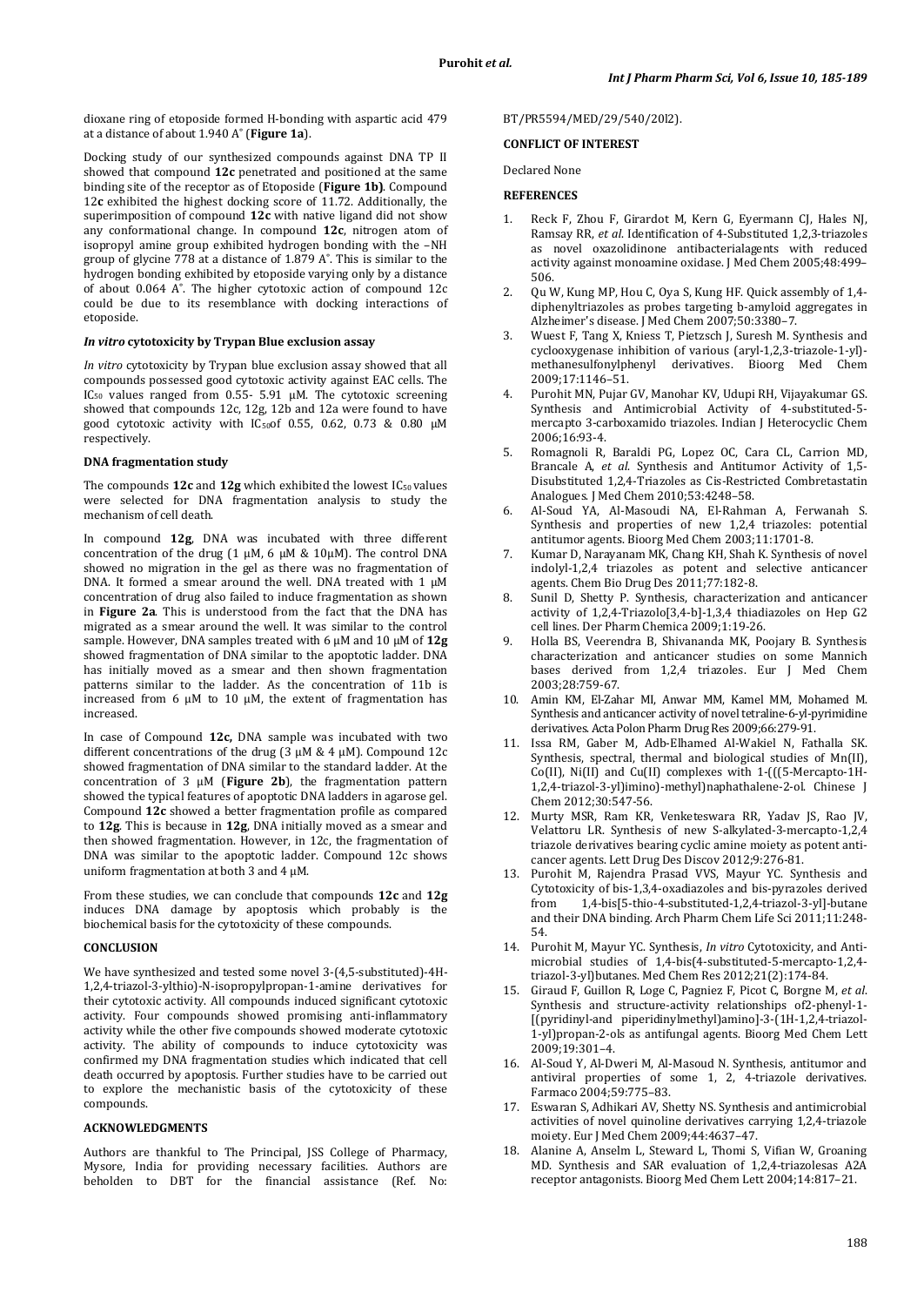dioxane ring of etoposide formed H-bonding with aspartic acid 479 at a distance of about 1.940 A° (**Figure 1a**).

Docking study of our synthesized compounds against DNA TP II showed that compound **12c** penetrated and positioned at the same binding site of the receptor as of Etoposide (**Figure 1b)**. Compound 12**c** exhibited the highest docking score of 11.72. Additionally, the superimposition of compound **12c** with native ligand did not show any conformational change. In compound **12c**, nitrogen atom of isopropyl amine group exhibited hydrogen bonding with the –NH group of glycine 778 at a distance of 1.879 A°. This is similar to the hydrogen bonding exhibited by etoposide varying only by a distance of about 0.064 A°. The higher cytotoxic action of compound 12c could be due to its resemblance with docking interactions of etoposide.

### *In vitro* cytotoxicity by Trypan Blue exclusion assay

*In vitro* cytotoxicity by Trypan blue exclusion assay showed that all compounds possessed good cytotoxic activity against EAC cells. The $IC_{50}$ values ranged from 0.55- 5.91 µM. The cytotoxic screening showed that compounds 12c, 12g, 12b and 12a were found to have good cytotoxic activity with $IC_{50}$of 0.55, 0.62, 0.73 & 0.80 µM respectively.

### DNA fragmentation study

The compounds **12c** and **12g** which exhibited the lowest $IC_{50}$ values were selected for DNA fragmentation analysis to study the mechanism of cell death.

In compound **12g**, DNA was incubated with three different concentration of the drug (1 µM, 6 µM & 10µM). The control DNA showed no migration in the gel as there was no fragmentation of DNA. It formed a smear around the well. DNA treated with 1 µM concentration of drug also failed to induce fragmentation as shown in **Figure 2a**. This is understood from the fact that the DNA has migrated as a smear around the well. It was similar to the control sample. However, DNA samples treated with 6 µM and 10 µM of **12g** showed fragmentation of DNA similar to the apoptotic ladder. DNA has initially moved as a smear and then shown fragmentation patterns similar to the ladder. As the concentration of 11b is increased from 6 µM to 10 µM, the extent of fragmentation has increased.

In case of Compound **12c,** DNA sample was incubated with two different concentrations of the drug (3 µM & 4 µM). Compound 12c showed fragmentation of DNA similar to the standard ladder. At the concentration of 3 µM (**Figure 2b**), the fragmentation pattern showed the typical features of apoptotic DNA ladders in agarose gel. Compound **12c** showed a better fragmentation profile as compared to **12g**. This is because in **12g**, DNA initially moved as a smear and then showed fragmentation. However, in 12c, the fragmentation of DNA was similar to the apoptotic ladder. Compound 12c shows uniform fragmentation at both 3 and 4 µM.

From these studies, we can conclude that compounds **12c** and **12g** induces DNA damage by apoptosis which probably is the biochemical basis for the cytotoxicity of these compounds.

## CONCLUSION

We have synthesized and tested some novel 3-(4,5-substituted)-4H-1,2,4-triazol-3-ylthio)-N-isopropylpropan-1-amine derivatives for their cytotoxic activity. All compounds induced significant cytotoxic activity. Four compounds showed promising anti-inflammatory activity while the other five compounds showed moderate cytotoxic activity. The ability of compounds to induce cytotoxicity was confirmed my DNA fragmentation studies which indicated that cell death occurred by apoptosis. Further studies have to be carried out to explore the mechanistic basis of the cytotoxicity of these compounds.

## ACKNOWLEDGMENTS

Authors are thankful to The Principal, JSS College of Pharmacy, Mysore, India for providing necessary facilities. Authors are beholden to DBT for the financial assistance (Ref. No: BT/PR5594/MED/29/540/20l2).

## CONFLICT OF INTEREST

Declared None

## REFERENCES

1. Reck F, Zhou F, Girardot M, Kern G, Eyermann CJ, Hales NJ, Ramsay RR, *et al*. Identification of 4-Substituted 1,2,3-triazoles as novel oxazolidinone antibacterialagents with reduced activity against monoamine oxidase. J Med Chem 2005;48:499–506.
2. Qu W, Kung MP, Hou C, Oya S, Kung HF. Quick assembly of 1,4-diphenyltriazoles as probes targeting b-amyloid aggregates in Alzheimer's disease. J Med Chem 2007;50:3380–7.
3. Wuest F, Tang X, Kniess T, Pietzsch J, Suresh M. Synthesis and cyclooxygenase inhibition of various (aryl-1,2,3-triazole-1-yl)-methanesulfonylphenyl derivatives. Bioorg Med Chem 2009;17:1146–51.
4. Purohit MN, Pujar GV, Manohar KV, Udupi RH, Vijayakumar GS. Synthesis and Antimicrobial Activity of 4-substituted-5-mercapto 3-carboxamido triazoles. Indian J Heterocyclic Chem 2006;16:93-4.
5. Romagnoli R, Baraldi PG, Lopez OC, Cara CL, Carrion MD, Brancale A, *et al*. Synthesis and Antitumor Activity of 1,5-Disubstituted 1,2,4-Triazoles as Cis-Restricted Combretastatin Analogues. J Med Chem 2010;53:4248–58.
6. Al-Soud YA, Al-Masoudi NA, El-Rahman A, Ferwanah S. Synthesis and properties of new 1,2,4 triazoles: potential antitumor agents. Bioorg Med Chem 2003;11:1701-8.
7. Kumar D, Narayanam MK, Chang KH, Shah K. Synthesis of novel indolyl-1,2,4 triazoles as potent and selective anticancer agents. Chem Bio Drug Des 2011;77:182-8.
8. Sunil D, Shetty P. Synthesis, characterization and anticancer activity of 1,2,4-Triazolo[3,4-b]-1,3,4 thiadiazoles on Hep G2 cell lines. Der Pharm Chemica 2009;1:19-26.
9. Holla BS, Veerendra B, Shivananda MK, Poojary B. Synthesis characterization and anticancer studies on some Mannich bases derived from 1,2,4 triazoles. Eur J Med Chem 2003;28:759-67.
10. Amin KM, El-Zahar MI, Anwar MM, Kamel MM, Mohamed M. Synthesis and anticancer activity of novel tetraline-6-yl-pyrimidine derivatives. Acta Polon Pharm Drug Res 2009;66:279-91.
11. Issa RM, Gaber M, Adb-Elhamed Al-Wakiel N, Fathalla SK. Synthesis, spectral, thermal and biological studies of Mn(II), Co(II), Ni(II) and Cu(II) complexes with 1-(((5-Mercapto-1H-1,2,4-triazol-3-yl)imino)-methyl)naphathalene-2-ol. Chinese J Chem 2012;30:547-56.
12. Murty MSR, Ram KR, Venketeswara RR, Yadav JS, Rao JV, Velattoru LR. Synthesis of new S-alkylated-3-mercapto-1,2,4 triazole derivatives bearing cyclic amine moiety as potent anti-cancer agents. Lett Drug Des Discov 2012;9:276-81.
13. Purohit M, Rajendra Prasad VVS, Mayur YC. Synthesis and Cytotoxicity of bis-1,3,4-oxadiazoles and bis-pyrazoles derived from 1,4-bis[5-thio-4-substituted-1,2,4-triazol-3-yl]-butane and their DNA binding. Arch Pharm Chem Life Sci 2011;11:248-54.
14. Purohit M, Mayur YC. Synthesis, *In vitro* Cytotoxicity, and Anti-microbial studies of 1,4-bis(4-substituted-5-mercapto-1,2,4-triazol-3-yl)butanes. Med Chem Res 2012;21(2):174-84.
15. Giraud F, Guillon R, Loge C, Pagniez F, Picot C, Borgne M, *et al*. Synthesis and structure-activity relationships of2-phenyl-1-[(pyridinyl-and piperidinylmethyl)amino]-3-(1H-1,2,4-triazol-1-yl)propan-2-ols as antifungal agents. Bioorg Med Chem Lett 2009;19:301–4.
16. Al-Soud Y, Al-Dweri M, Al-Masoud N. Synthesis, antitumor and antiviral properties of some 1, 2, 4-triazole derivatives. Farmaco 2004;59:775–83.
17. Eswaran S, Adhikari AV, Shetty NS. Synthesis and antimicrobial activities of novel quinoline derivatives carrying 1,2,4-triazole moiety. Eur J Med Chem 2009;44:4637–47.
18. Alanine A, Anselm L, Steward L, Thomi S, Vifian W, Groaning MD. Synthesis and SAR evaluation of 1,2,4-triazolesas A2A receptor antagonists. Bioorg Med Chem Lett 2004;14:817–21.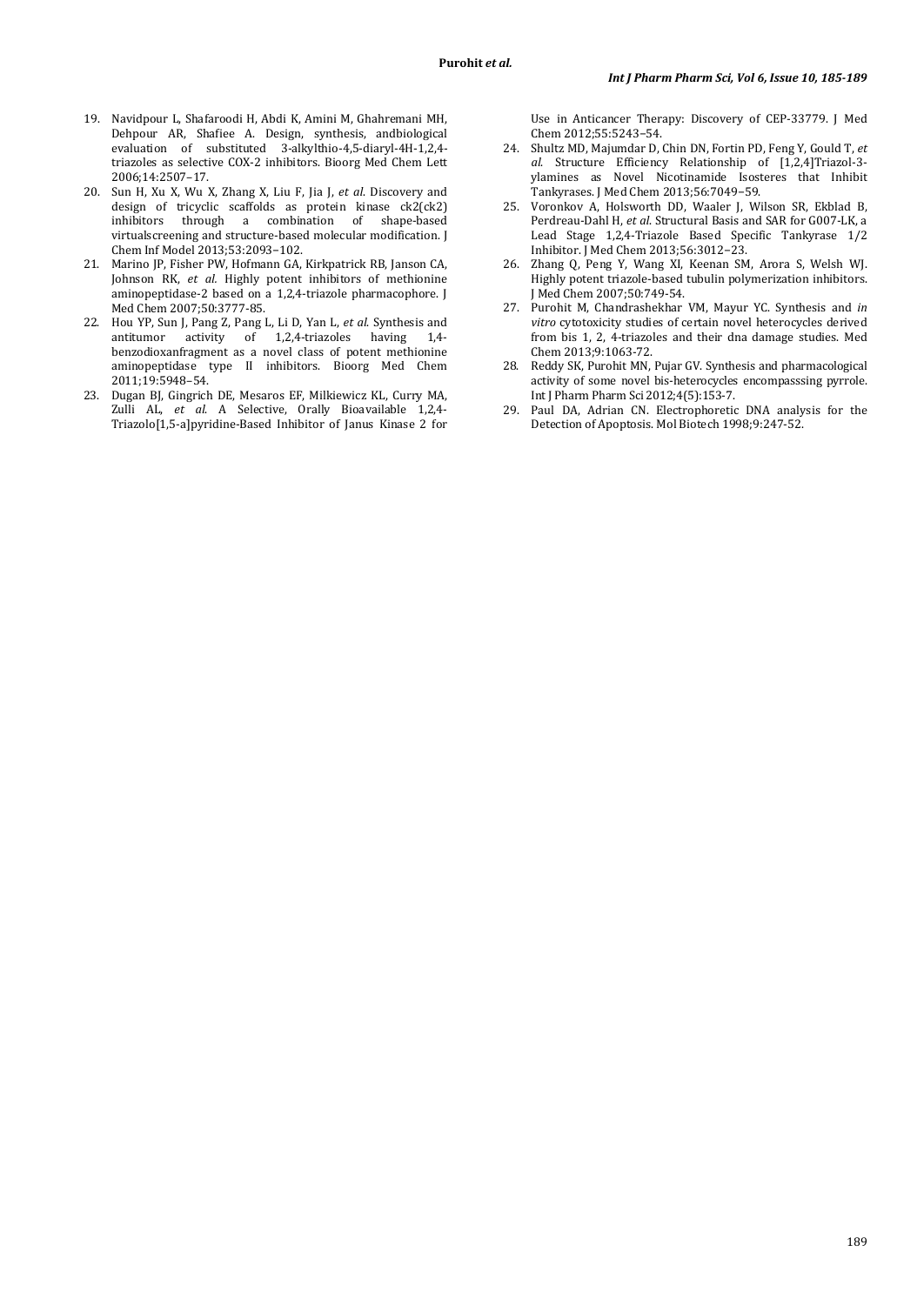19. Navidpour L, Shafaroodi H, Abdi K, Amini M, Ghahremani MH, Dehpour AR, Shafiee A. Design, synthesis, andbiological evaluation of substituted 3-alkylthio-4,5-diaryl-4H-1,2,4-triazoles as selective COX-2 inhibitors. Bioorg Med Chem Lett 2006;14:2507–17.
20. Sun H, Xu X, Wu X, Zhang X, Liu F, Jia J, *et al*. Discovery and design of tricyclic scaffolds as protein kinase ck2(ck2) inhibitors through a combination of shape-based virtualscreening and structure-based molecular modification. J Chem Inf Model 2013;53:2093–102.
21. Marino JP, Fisher PW, Hofmann GA, Kirkpatrick RB, Janson CA, Johnson RK, *et al.* Highly potent inhibitors of methionine aminopeptidase-2 based on a 1,2,4-triazole pharmacophore. J Med Chem 2007;50:3777-85.
22. Hou YP, Sun J, Pang Z, Pang L, Li D, Yan L, *et al*. Synthesis and antitumor activity of 1,2,4-triazoles having 1,4-benzodioxanfragment as a novel class of potent methionine aminopeptidase type II inhibitors. Bioorg Med Chem 2011;19:5948–54.
23. Dugan BJ, Gingrich DE, Mesaros EF, Milkiewicz KL, Curry MA, Zulli AL, *et al.* A Selective, Orally Bioavailable 1,2,4-Triazolo[1,5-a]pyridine-Based Inhibitor of Janus Kinase 2 for Use in Anticancer Therapy: Discovery of CEP-33779. J Med Chem 2012;55:5243–54.
24. Shultz MD, Majumdar D, Chin DN, Fortin PD, Feng Y, Gould T, *et al*. Structure Efficiency Relationship of [1,2,4]Triazol-3-ylamines as Novel Nicotinamide Isosteres that Inhibit Tankyrases. J Med Chem 2013;56:7049–59.
25. Voronkov A, Holsworth DD, Waaler J, Wilson SR, Ekblad B, Perdreau-Dahl H, *et al*. Structural Basis and SAR for G007-LK, a Lead Stage 1,2,4-Triazole Based Specific Tankyrase 1/2 Inhibitor. J Med Chem 2013;56:3012–23.
26. Zhang Q, Peng Y, Wang XI, Keenan SM, Arora S, Welsh WJ. Highly potent triazole-based tubulin polymerization inhibitors. J Med Chem 2007;50:749-54.
27. Purohit M, Chandrashekhar VM, Mayur YC. Synthesis and *in vitro* cytotoxicity studies of certain novel heterocycles derived from bis 1, 2, 4-triazoles and their dna damage studies. Med Chem 2013;9:1063-72.
28. Reddy SK, Purohit MN, Pujar GV. Synthesis and pharmacological activity of some novel bis-heterocycles encompasssing pyrrole. Int J Pharm Pharm Sci 2012;4(5):153-7.
29. Paul DA, Adrian CN. Electrophoretic DNA analysis for the Detection of Apoptosis. Mol Biotech 1998;9:247-52.